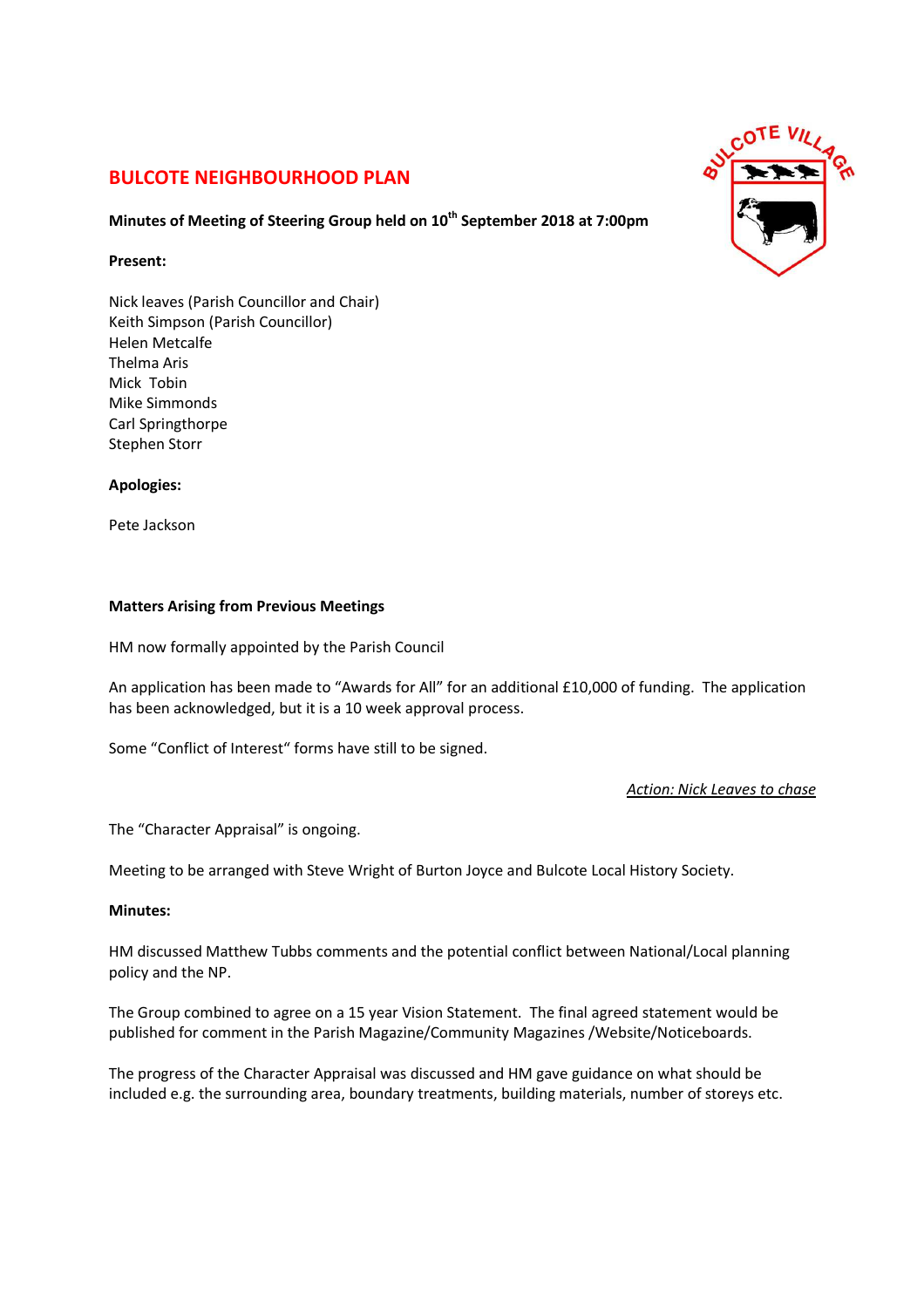# BULCOTE NEIGHBOURHOOD PLAN

**Minutes of Meeting of Steering Group held on 10th September 2018 at 7:00pm**

**Present:**

Nick leaves (Parish Councillor and Chair)
Keith Simpson (Parish Councillor)
Helen Metcalfe
Thelma Aris
Mick Tobin
Mike Simmonds
Carl Springthorpe
Stephen Storr

**Apologies:**

Pete Jackson

**Matters Arising from Previous Meetings**

HM now formally appointed by the Parish Council

An application has been made to "Awards for All" for an additional £10,000 of funding. The application has been acknowledged, but it is a 10 week approval process.

Some "Conflict of Interest" forms have still to be signed.

*Action: Nick Leaves to chase*

The "Character Appraisal" is ongoing.

Meeting to be arranged with Steve Wright of Burton Joyce and Bulcote Local History Society.

**Minutes:**

HM discussed Matthew Tubbs comments and the potential conflict between National/Local planning policy and the NP.

The Group combined to agree on a 15 year Vision Statement. The final agreed statement would be published for comment in the Parish Magazine/Community Magazines /Website/Noticeboards.

The progress of the Character Appraisal was discussed and HM gave guidance on what should be included e.g. the surrounding area, boundary treatments, building materials, number of storeys etc.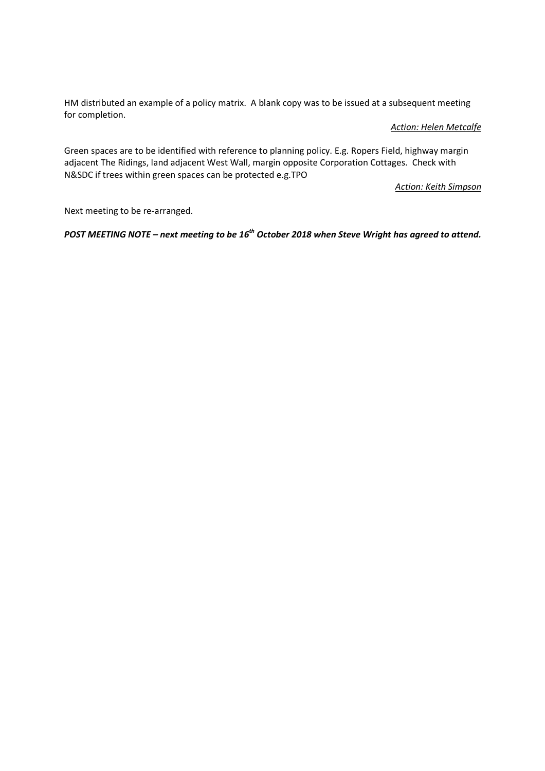HM distributed an example of a policy matrix. A blank copy was to be issued at a subsequent meeting for completion.

*Action: Helen Metcalfe*

Green spaces are to be identified with reference to planning policy. E.g. Ropers Field, highway margin adjacent The Ridings, land adjacent West Wall, margin opposite Corporation Cottages. Check with N&SDC if trees within green spaces can be protected e.g.TPO

*Action: Keith Simpson*

Next meeting to be re-arranged.

***POST MEETING NOTE – next meeting to be 16th October 2018 when Steve Wright has agreed to attend.***